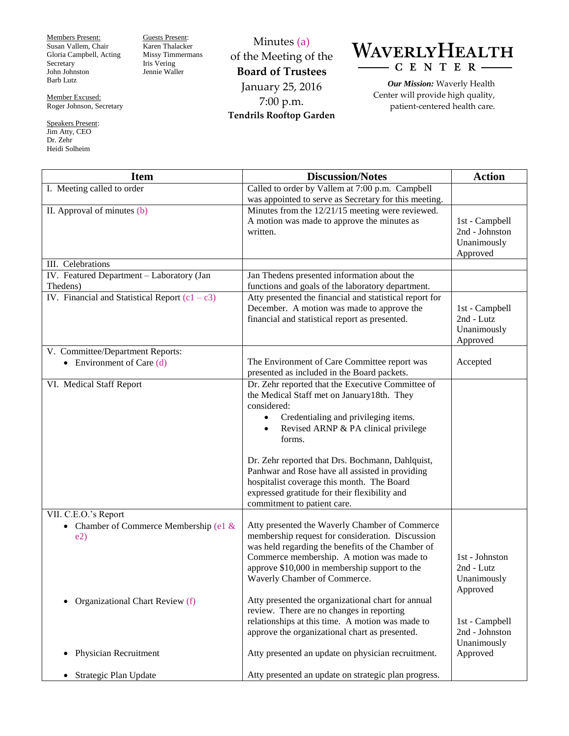Members Present:
Susan Vallem, Chair
Gloria Campbell, Acting Secretary
John Johnston
Barb Lutz

Member Excused:
Roger Johnson, Secretary

Speakers Present:
Jim Atty, CEO
Dr. Zehr
Heidi Solheim

Guests Present:
Karen Thalacker
Missy Timmermans
Iris Vering
Jennie Waller

# Minutes (a) of the Meeting of the **Board of Trustees**

January 25, 2016
7:00 p.m.
**Tendrils Rooftop Garden**

**WAVERLY HEALTH CENTER**

***Our Mission:*** Waverly Health Center will provide high quality, patient-centered health care.

| Item | Discussion/Notes | Action |
|---|---|---|
| I. Meeting called to order | Called to order by Vallem at 7:00 p.m. Campbell was appointed to serve as Secretary for this meeting. | |
| II. Approval of minutes (b) | Minutes from the 12/21/15 meeting were reviewed. A motion was made to approve the minutes as written. | 1st - Campbell<br>2nd - Johnston<br>Unanimously Approved |
| III. Celebrations | | |
| IV. Featured Department – Laboratory (Jan Thedens) | Jan Thedens presented information about the functions and goals of the laboratory department. | |
| IV. Financial and Statistical Report (c1 – c3) | Atty presented the financial and statistical report for December. A motion was made to approve the financial and statistical report as presented. | 1st - Campbell<br>2nd - Lutz<br>Unanimously Approved |
| V. Committee/Department Reports:<br>• Environment of Care (d) | The Environment of Care Committee report was presented as included in the Board packets. | Accepted |
| VI. Medical Staff Report | Dr. Zehr reported that the Executive Committee of the Medical Staff met on January18th. They considered:<br>• Credentialing and privileging items.<br>• Revised ARNP & PA clinical privilege forms.<br><br>Dr. Zehr reported that Drs. Bochmann, Dahlquist, Panhwar and Rose have all assisted in providing hospitalist coverage this month. The Board expressed gratitude for their flexibility and commitment to patient care. | |
| VII. C.E.O.'s Report<br>• Chamber of Commerce Membership (e1 & e2) | Atty presented the Waverly Chamber of Commerce membership request for consideration. Discussion was held regarding the benefits of the Chamber of Commerce membership. A motion was made to approve $10,000 in membership support to the Waverly Chamber of Commerce. | 1st - Johnston<br>2nd - Lutz<br>Unanimously Approved |
| • Organizational Chart Review (f) | Atty presented the organizational chart for annual review. There are no changes in reporting relationships at this time. A motion was made to approve the organizational chart as presented. | 1st - Campbell<br>2nd - Johnston<br>Unanimously Approved |
| • Physician Recruitment | Atty presented an update on physician recruitment. | |
| • Strategic Plan Update | Atty presented an update on strategic plan progress. | |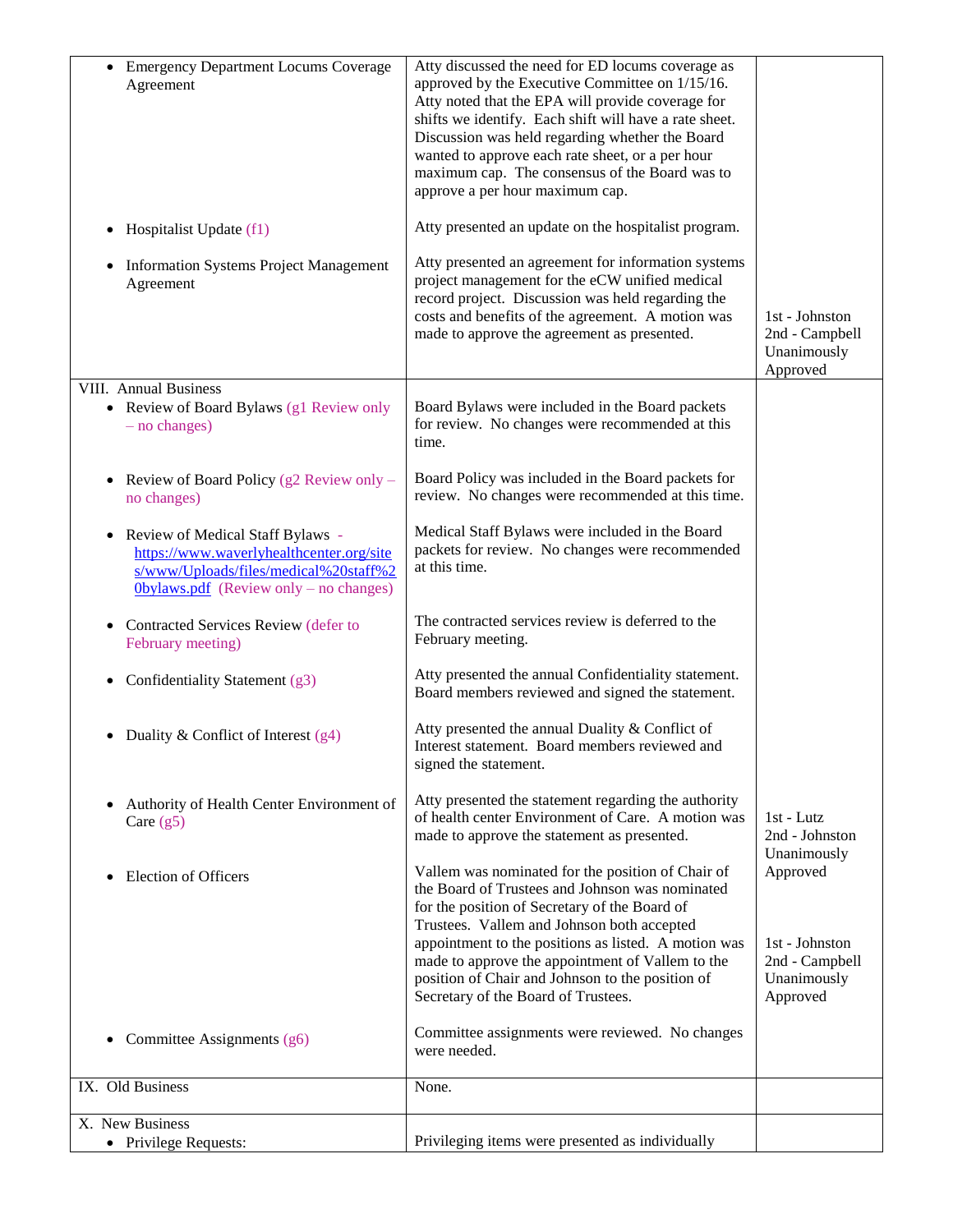| | | |
|---|---|---|
| • Emergency Department Locums Coverage Agreement | Atty discussed the need for ED locums coverage as approved by the Executive Committee on 1/15/16. Atty noted that the EPA will provide coverage for shifts we identify. Each shift will have a rate sheet. Discussion was held regarding whether the Board wanted to approve each rate sheet, or a per hour maximum cap. The consensus of the Board was to approve a per hour maximum cap. | |
| • Hospitalist Update (f1) | Atty presented an update on the hospitalist program. | |
| • Information Systems Project Management Agreement | Atty presented an agreement for information systems project management for the eCW unified medical record project. Discussion was held regarding the costs and benefits of the agreement. A motion was made to approve the agreement as presented. | 1st - Johnston<br>2nd - Campbell<br>Unanimously Approved |
| VIII. Annual Business<br>• Review of Board Bylaws (g1 Review only – no changes) | Board Bylaws were included in the Board packets for review. No changes were recommended at this time. | |
| • Review of Board Policy (g2 Review only – no changes) | Board Policy was included in the Board packets for review. No changes were recommended at this time. | |
| • Review of Medical Staff Bylaws - https://www.waverlyhealthcenter.org/sites/www/Uploads/files/medical%20staff%20bylaws.pdf (Review only – no changes) | Medical Staff Bylaws were included in the Board packets for review. No changes were recommended at this time. | |
| • Contracted Services Review (defer to February meeting) | The contracted services review is deferred to the February meeting. | |
| • Confidentiality Statement (g3) | Atty presented the annual Confidentiality statement. Board members reviewed and signed the statement. | |
| • Duality & Conflict of Interest (g4) | Atty presented the annual Duality & Conflict of Interest statement. Board members reviewed and signed the statement. | |
| • Authority of Health Center Environment of Care (g5) | Atty presented the statement regarding the authority of health center Environment of Care. A motion was made to approve the statement as presented. | 1st - Lutz<br>2nd - Johnston<br>Unanimously Approved |
| • Election of Officers | Vallem was nominated for the position of Chair of the Board of Trustees and Johnson was nominated for the position of Secretary of the Board of Trustees. Vallem and Johnson both accepted appointment to the positions as listed. A motion was made to approve the appointment of Vallem to the position of Chair and Johnson to the position of Secretary of the Board of Trustees. | 1st - Johnston<br>2nd - Campbell<br>Unanimously Approved |
| • Committee Assignments (g6) | Committee assignments were reviewed. No changes were needed. | |
| IX. Old Business | None. | |
| X. New Business<br>• Privilege Requests: | Privileging items were presented as individually | |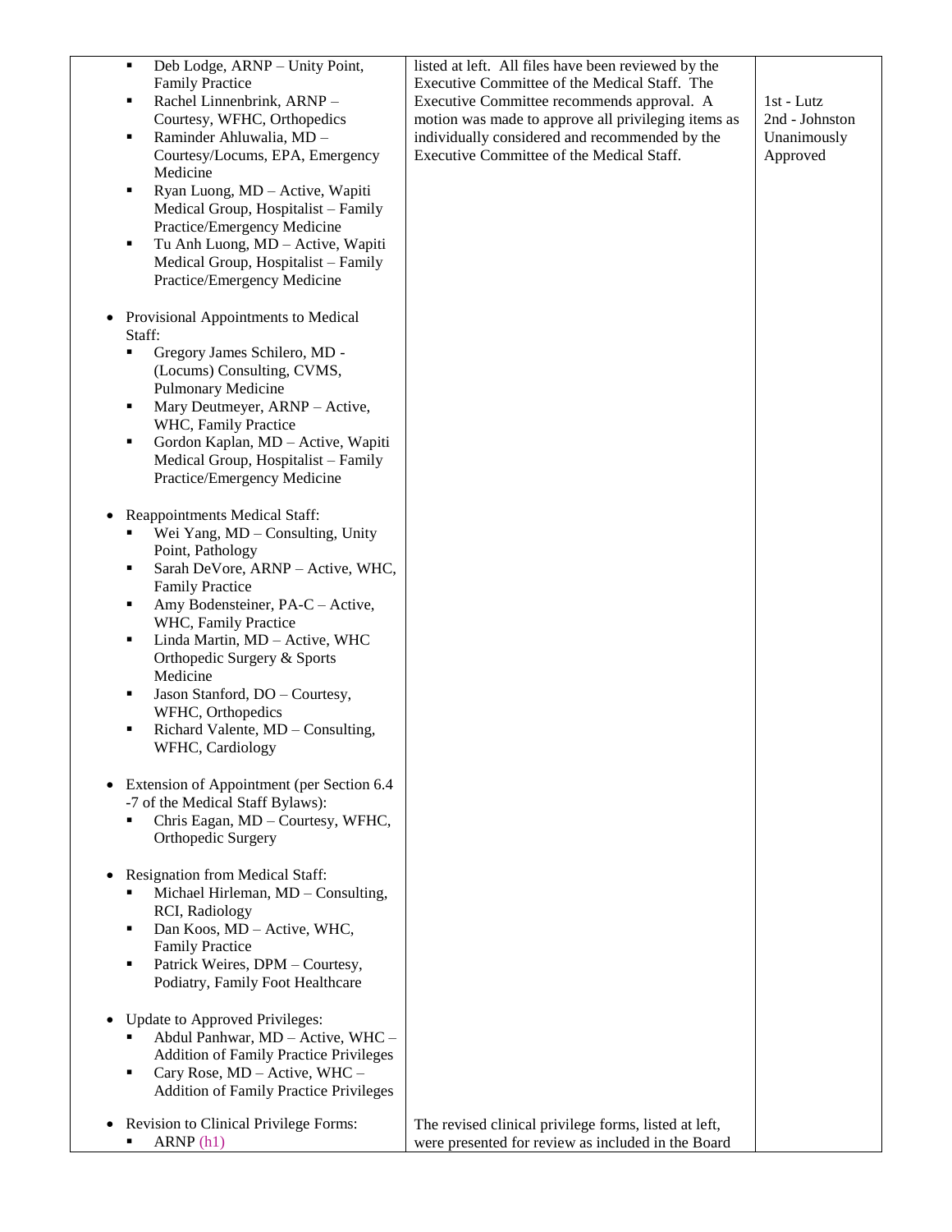| | | |
|---|---|---|
| ▪ Deb Lodge, ARNP – Unity Point, Family Practice<br>▪ Rachel Linnenbrink, ARNP – Courtesy, WFHC, Orthopedics<br>▪ Raminder Ahluwalia, MD – Courtesy/Locums, EPA, Emergency Medicine<br>▪ Ryan Luong, MD – Active, Wapiti Medical Group, Hospitalist – Family Practice/Emergency Medicine<br>▪ Tu Anh Luong, MD – Active, Wapiti Medical Group, Hospitalist – Family Practice/Emergency Medicine<br><br>• Provisional Appointments to Medical Staff:<br>▪ Gregory James Schilero, MD - (Locums) Consulting, CVMS, Pulmonary Medicine<br>▪ Mary Deutmeyer, ARNP – Active, WHC, Family Practice<br>▪ Gordon Kaplan, MD – Active, Wapiti Medical Group, Hospitalist – Family Practice/Emergency Medicine<br><br>• Reappointments Medical Staff:<br>▪ Wei Yang, MD – Consulting, Unity Point, Pathology<br>▪ Sarah DeVore, ARNP – Active, WHC, Family Practice<br>▪ Amy Bodensteiner, PA-C – Active, WHC, Family Practice<br>▪ Linda Martin, MD – Active, WHC Orthopedic Surgery & Sports Medicine<br>▪ Jason Stanford, DO – Courtesy, WFHC, Orthopedics<br>▪ Richard Valente, MD – Consulting, WFHC, Cardiology<br><br>• Extension of Appointment (per Section 6.4 -7 of the Medical Staff Bylaws):<br>▪ Chris Eagan, MD – Courtesy, WFHC, Orthopedic Surgery<br><br>• Resignation from Medical Staff:<br>▪ Michael Hirleman, MD – Consulting, RCI, Radiology<br>▪ Dan Koos, MD – Active, WHC, Family Practice<br>▪ Patrick Weires, DPM – Courtesy, Podiatry, Family Foot Healthcare<br><br>• Update to Approved Privileges:<br>▪ Abdul Panhwar, MD – Active, WHC – Addition of Family Practice Privileges<br>▪ Cary Rose, MD – Active, WHC – Addition of Family Practice Privileges | listed at left. All files have been reviewed by the Executive Committee of the Medical Staff. The Executive Committee recommends approval. A motion was made to approve all privileging items as individually considered and recommended by the Executive Committee of the Medical Staff. | 1st - Lutz<br>2nd - Johnston<br>Unanimously Approved |
| • Revision to Clinical Privilege Forms:<br>▪ ARNP (h1) | The revised clinical privilege forms, listed at left, were presented for review as included in the Board | |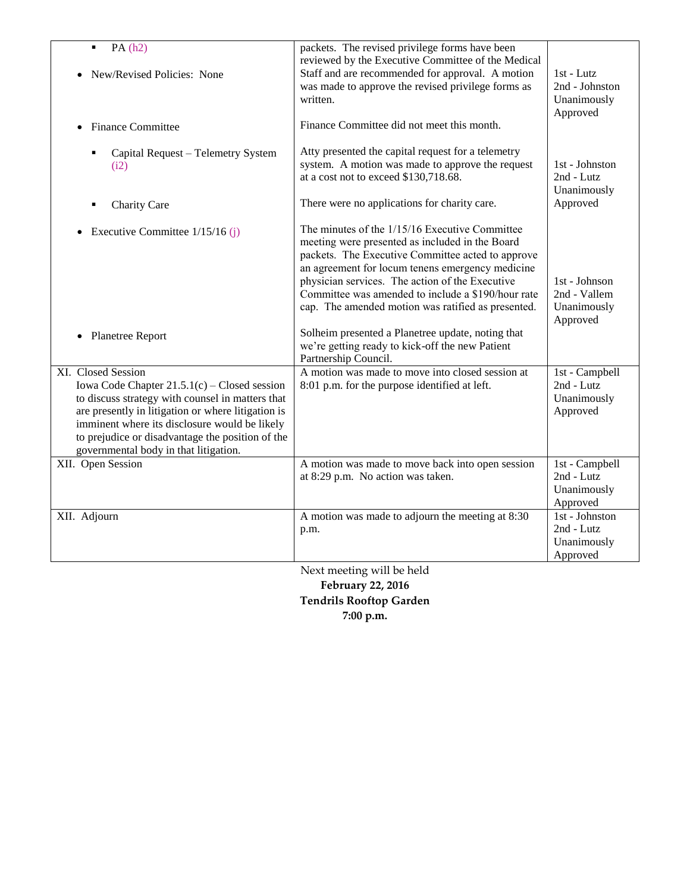| | | |
|---|---|---|
| ▪ PA (h2)<br><br>• New/Revised Policies: None | packets. The revised privilege forms have been reviewed by the Executive Committee of the Medical Staff and are recommended for approval. A motion was made to approve the revised privilege forms as written. | 1st - Lutz<br>2nd - Johnston<br>Unanimously Approved |
| • Finance Committee | Finance Committee did not meet this month. | |
| ▪ Capital Request – Telemetry System (i2) | Atty presented the capital request for a telemetry system. A motion was made to approve the request at a cost not to exceed $130,718.68. | 1st - Johnston<br>2nd - Lutz<br>Unanimously Approved |
| ▪ Charity Care | There were no applications for charity care. | |
| • Executive Committee 1/15/16 (j) | The minutes of the 1/15/16 Executive Committee meeting were presented as included in the Board packets. The Executive Committee acted to approve an agreement for locum tenens emergency medicine physician services. The action of the Executive Committee was amended to include a $190/hour rate cap. The amended motion was ratified as presented. | 1st - Johnson<br>2nd - Vallem<br>Unanimously Approved |
| • Planetree Report | Solheim presented a Planetree update, noting that we're getting ready to kick-off the new Patient Partnership Council. | |
| XI. Closed Session<br>Iowa Code Chapter 21.5.1(c) – Closed session to discuss strategy with counsel in matters that are presently in litigation or where litigation is imminent where its disclosure would be likely to prejudice or disadvantage the position of the governmental body in that litigation. | A motion was made to move into closed session at 8:01 p.m. for the purpose identified at left. | 1st - Campbell<br>2nd - Lutz<br>Unanimously Approved |
| XII. Open Session | A motion was made to move back into open session at 8:29 p.m. No action was taken. | 1st - Campbell<br>2nd - Lutz<br>Unanimously Approved |
| XII. Adjourn | A motion was made to adjourn the meeting at 8:30 p.m. | 1st - Johnston<br>2nd - Lutz<br>Unanimously Approved |

Next meeting will be held
**February 22, 2016**
**Tendrils Rooftop Garden**
**7:00 p.m.**